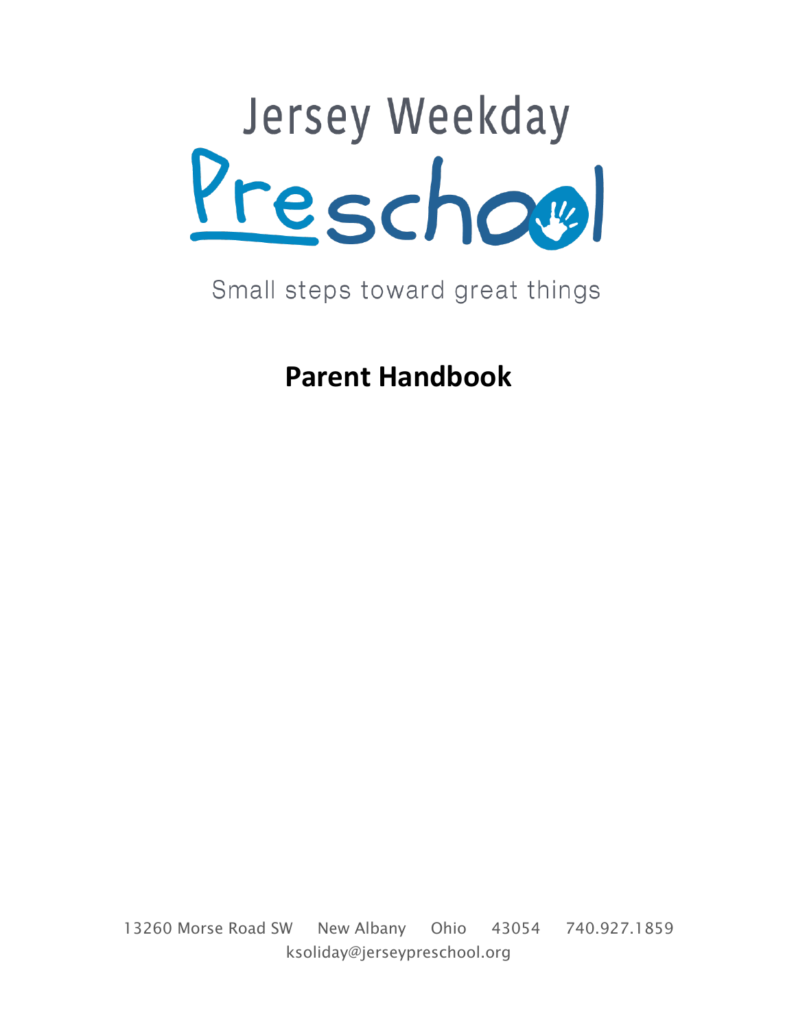# Jersey Weekday Preschool

Small steps toward great things

## Parent Handbook

13260 Morse Road SW New Albany Ohio 43054 740.927.1859
ksoliday@jerseypreschool.org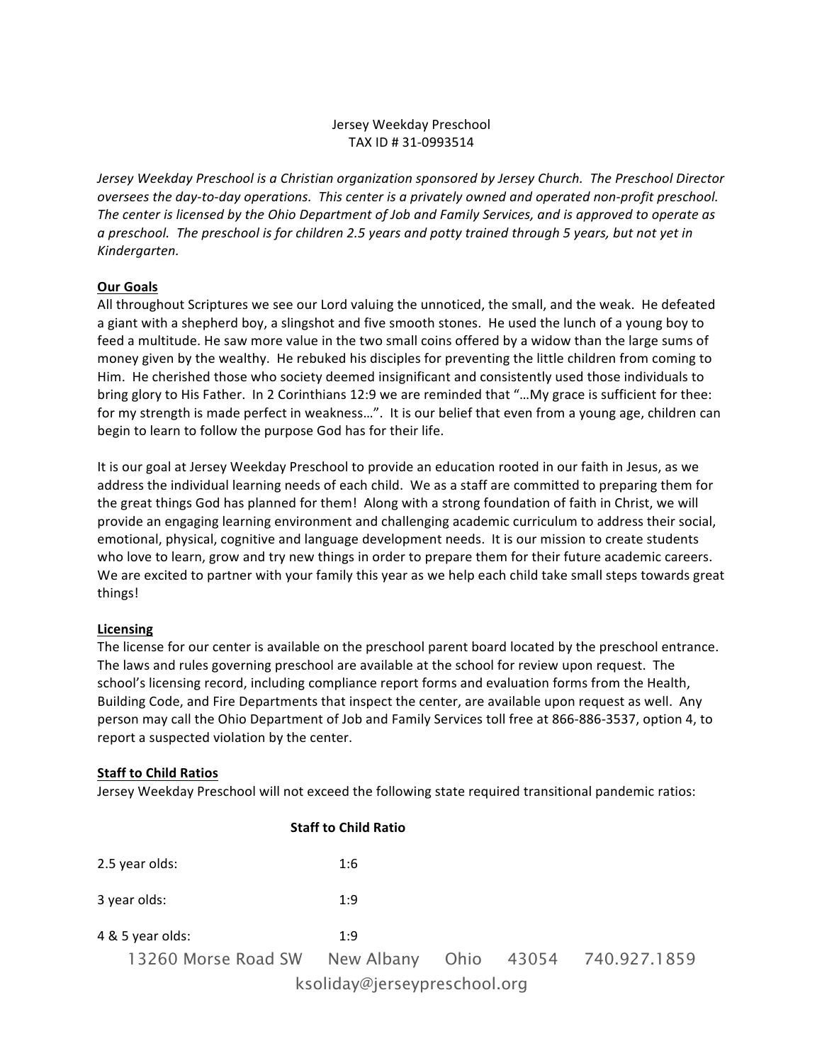Jersey Weekday Preschool
TAX ID # 31-0993514

*Jersey Weekday Preschool is a Christian organization sponsored by Jersey Church. The Preschool Director oversees the day-to-day operations. This center is a privately owned and operated non-profit preschool. The center is licensed by the Ohio Department of Job and Family Services, and is approved to operate as a preschool. The preschool is for children 2.5 years and potty trained through 5 years, but not yet in Kindergarten.*

**Our Goals**

All throughout Scriptures we see our Lord valuing the unnoticed, the small, and the weak. He defeated a giant with a shepherd boy, a slingshot and five smooth stones. He used the lunch of a young boy to feed a multitude. He saw more value in the two small coins offered by a widow than the large sums of money given by the wealthy. He rebuked his disciples for preventing the little children from coming to Him. He cherished those who society deemed insignificant and consistently used those individuals to bring glory to His Father. In 2 Corinthians 12:9 we are reminded that "…My grace is sufficient for thee: for my strength is made perfect in weakness…". It is our belief that even from a young age, children can begin to learn to follow the purpose God has for their life.

It is our goal at Jersey Weekday Preschool to provide an education rooted in our faith in Jesus, as we address the individual learning needs of each child. We as a staff are committed to preparing them for the great things God has planned for them! Along with a strong foundation of faith in Christ, we will provide an engaging learning environment and challenging academic curriculum to address their social, emotional, physical, cognitive and language development needs. It is our mission to create students who love to learn, grow and try new things in order to prepare them for their future academic careers. We are excited to partner with your family this year as we help each child take small steps towards great things!

**Licensing**

The license for our center is available on the preschool parent board located by the preschool entrance. The laws and rules governing preschool are available at the school for review upon request. The school's licensing record, including compliance report forms and evaluation forms from the Health, Building Code, and Fire Departments that inspect the center, are available upon request as well. Any person may call the Ohio Department of Job and Family Services toll free at 866-886-3537, option 4, to report a suspected violation by the center.

**Staff to Child Ratios**

Jersey Weekday Preschool will not exceed the following state required transitional pandemic ratios:

| | Staff to Child Ratio |
|---|---|
| 2.5 year olds: | 1:6 |
| 3 year olds: | 1:9 |
| 4 & 5 year olds: | 1:9 |

13260 Morse Road SW New Albany Ohio 43054 740.927.1859
ksoliday@jerseypreschool.org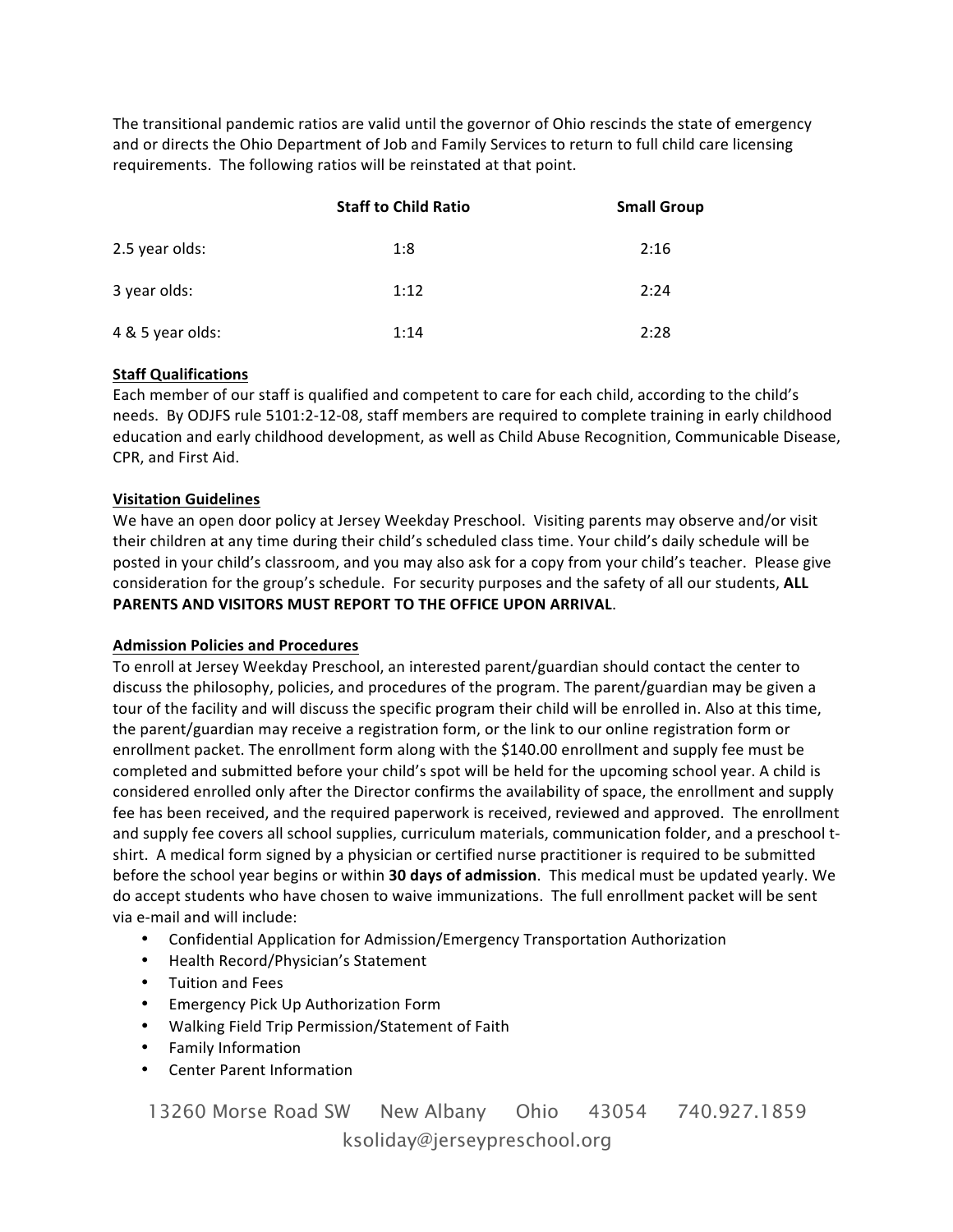The transitional pandemic ratios are valid until the governor of Ohio rescinds the state of emergency and or directs the Ohio Department of Job and Family Services to return to full child care licensing requirements. The following ratios will be reinstated at that point.

| | Staff to Child Ratio | Small Group |
|---|---|---|
| 2.5 year olds: | 1:8 | 2:16 |
| 3 year olds: | 1:12 | 2:24 |
| 4 & 5 year olds: | 1:14 | 2:28 |

## Staff Qualifications

Each member of our staff is qualified and competent to care for each child, according to the child's needs. By ODJFS rule 5101:2-12-08, staff members are required to complete training in early childhood education and early childhood development, as well as Child Abuse Recognition, Communicable Disease, CPR, and First Aid.

## Visitation Guidelines

We have an open door policy at Jersey Weekday Preschool. Visiting parents may observe and/or visit their children at any time during their child's scheduled class time. Your child's daily schedule will be posted in your child's classroom, and you may also ask for a copy from your child's teacher. Please give consideration for the group's schedule. For security purposes and the safety of all our students, **ALL PARENTS AND VISITORS MUST REPORT TO THE OFFICE UPON ARRIVAL**.

## Admission Policies and Procedures

To enroll at Jersey Weekday Preschool, an interested parent/guardian should contact the center to discuss the philosophy, policies, and procedures of the program. The parent/guardian may be given a tour of the facility and will discuss the specific program their child will be enrolled in. Also at this time, the parent/guardian may receive a registration form, or the link to our online registration form or enrollment packet. The enrollment form along with the $140.00 enrollment and supply fee must be completed and submitted before your child's spot will be held for the upcoming school year. A child is considered enrolled only after the Director confirms the availability of space, the enrollment and supply fee has been received, and the required paperwork is received, reviewed and approved. The enrollment and supply fee covers all school supplies, curriculum materials, communication folder, and a preschool t-shirt. A medical form signed by a physician or certified nurse practitioner is required to be submitted before the school year begins or within **30 days of admission**. This medical must be updated yearly. We do accept students who have chosen to waive immunizations. The full enrollment packet will be sent via e-mail and will include:

- Confidential Application for Admission/Emergency Transportation Authorization
- Health Record/Physician's Statement
- Tuition and Fees
- Emergency Pick Up Authorization Form
- Walking Field Trip Permission/Statement of Faith
- Family Information
- Center Parent Information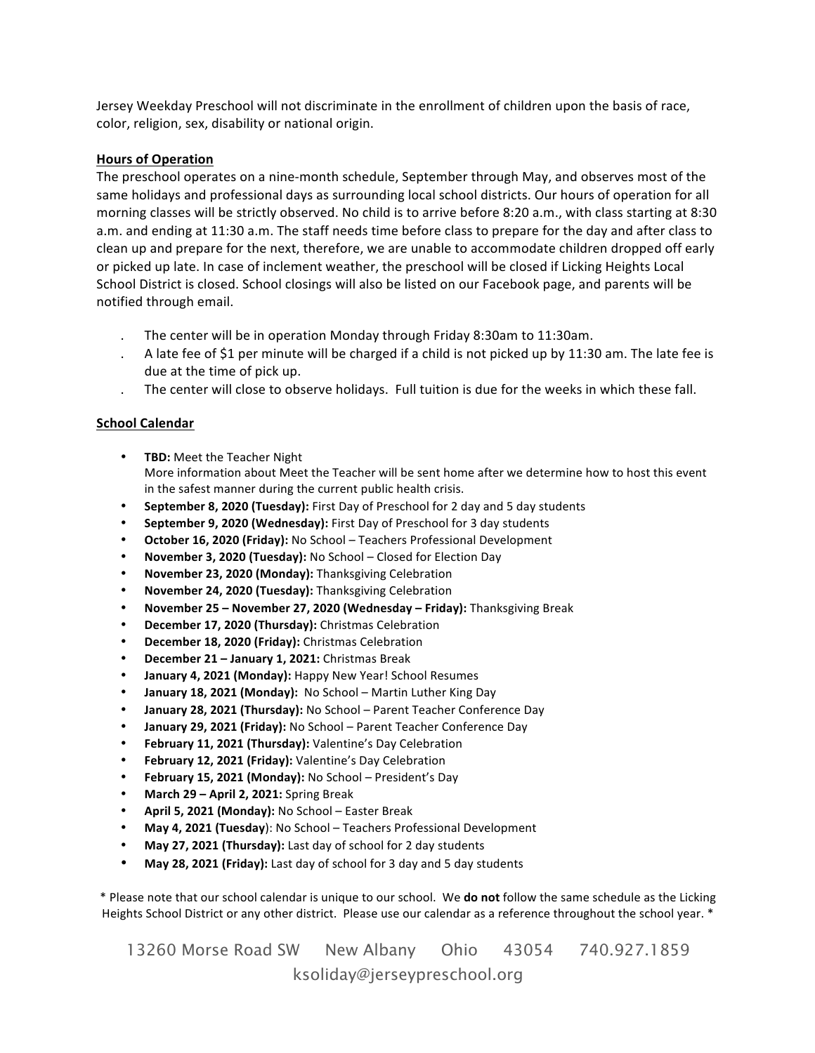Jersey Weekday Preschool will not discriminate in the enrollment of children upon the basis of race, color, religion, sex, disability or national origin.

## Hours of Operation

The preschool operates on a nine-month schedule, September through May, and observes most of the same holidays and professional days as surrounding local school districts. Our hours of operation for all morning classes will be strictly observed. No child is to arrive before 8:20 a.m., with class starting at 8:30 a.m. and ending at 11:30 a.m. The staff needs time before class to prepare for the day and after class to clean up and prepare for the next, therefore, we are unable to accommodate children dropped off early or picked up late. In case of inclement weather, the preschool will be closed if Licking Heights Local School District is closed. School closings will also be listed on our Facebook page, and parents will be notified through email.

- The center will be in operation Monday through Friday 8:30am to 11:30am.
- A late fee of $1 per minute will be charged if a child is not picked up by 11:30 am. The late fee is due at the time of pick up.
- The center will close to observe holidays. Full tuition is due for the weeks in which these fall.

## School Calendar

- **TBD:** Meet the Teacher Night
  More information about Meet the Teacher will be sent home after we determine how to host this event in the safest manner during the current public health crisis.
- **September 8, 2020 (Tuesday):** First Day of Preschool for 2 day and 5 day students
- **September 9, 2020 (Wednesday):** First Day of Preschool for 3 day students
- **October 16, 2020 (Friday):** No School – Teachers Professional Development
- **November 3, 2020 (Tuesday):** No School – Closed for Election Day
- **November 23, 2020 (Monday):** Thanksgiving Celebration
- **November 24, 2020 (Tuesday):** Thanksgiving Celebration
- **November 25 – November 27, 2020 (Wednesday – Friday):** Thanksgiving Break
- **December 17, 2020 (Thursday):** Christmas Celebration
- **December 18, 2020 (Friday):** Christmas Celebration
- **December 21 – January 1, 2021:** Christmas Break
- **January 4, 2021 (Monday):** Happy New Year! School Resumes
- **January 18, 2021 (Monday):** No School – Martin Luther King Day
- **January 28, 2021 (Thursday):** No School – Parent Teacher Conference Day
- **January 29, 2021 (Friday):** No School – Parent Teacher Conference Day
- **February 11, 2021 (Thursday):** Valentine's Day Celebration
- **February 12, 2021 (Friday):** Valentine's Day Celebration
- **February 15, 2021 (Monday):** No School – President's Day
- **March 29 – April 2, 2021:** Spring Break
- **April 5, 2021 (Monday):** No School – Easter Break
- **May 4, 2021 (Tuesday):** No School – Teachers Professional Development
- **May 27, 2021 (Thursday):** Last day of school for 2 day students
- **May 28, 2021 (Friday):** Last day of school for 3 day and 5 day students

\* Please note that our school calendar is unique to our school. We **do not** follow the same schedule as the Licking Heights School District or any other district. Please use our calendar as a reference throughout the school year. *

13260 Morse Road SW New Albany Ohio 43054 740.927.1859
ksoliday@jerseypreschool.org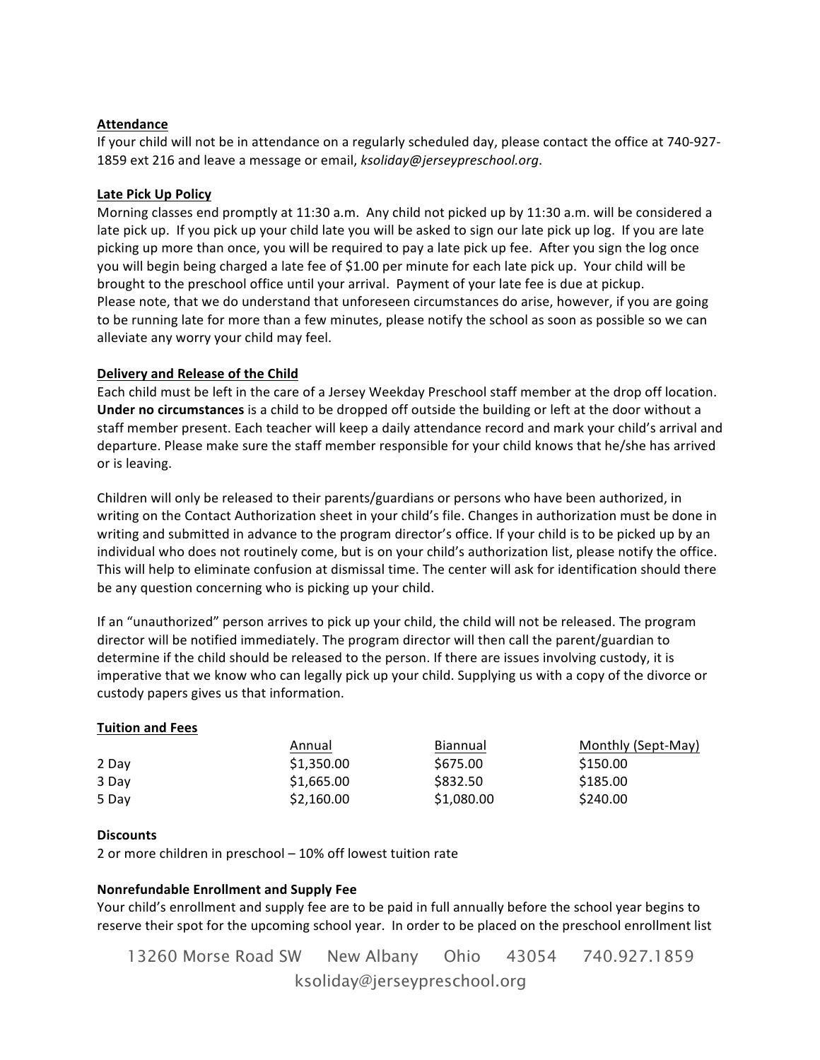**Attendance**

If your child will not be in attendance on a regularly scheduled day, please contact the office at 740-927-1859 ext 216 and leave a message or email, *ksoliday@jerseypreschool.org*.

**Late Pick Up Policy**

Morning classes end promptly at 11:30 a.m. Any child not picked up by 11:30 a.m. will be considered a late pick up. If you pick up your child late you will be asked to sign our late pick up log. If you are late picking up more than once, you will be required to pay a late pick up fee. After you sign the log once you will begin being charged a late fee of $1.00 per minute for each late pick up. Your child will be brought to the preschool office until your arrival. Payment of your late fee is due at pickup.
Please note, that we do understand that unforeseen circumstances do arise, however, if you are going to be running late for more than a few minutes, please notify the school as soon as possible so we can alleviate any worry your child may feel.

**Delivery and Release of the Child**

Each child must be left in the care of a Jersey Weekday Preschool staff member at the drop off location. **Under no circumstances** is a child to be dropped off outside the building or left at the door without a staff member present. Each teacher will keep a daily attendance record and mark your child's arrival and departure. Please make sure the staff member responsible for your child knows that he/she has arrived or is leaving.

Children will only be released to their parents/guardians or persons who have been authorized, in writing on the Contact Authorization sheet in your child's file. Changes in authorization must be done in writing and submitted in advance to the program director's office. If your child is to be picked up by an individual who does not routinely come, but is on your child's authorization list, please notify the office. This will help to eliminate confusion at dismissal time. The center will ask for identification should there be any question concerning who is picking up your child.

If an "unauthorized" person arrives to pick up your child, the child will not be released. The program director will be notified immediately. The program director will then call the parent/guardian to determine if the child should be released to the person. If there are issues involving custody, it is imperative that we know who can legally pick up your child. Supplying us with a copy of the divorce or custody papers gives us that information.

**Tuition and Fees**

| | Annual | Biannual | Monthly (Sept-May) |
|---|---|---|---|
| 2 Day | $1,350.00 | $675.00 | $150.00 |
| 3 Day | $1,665.00 | $832.50 | $185.00 |
| 5 Day | $2,160.00 | $1,080.00 | $240.00 |

**Discounts**

2 or more children in preschool – 10% off lowest tuition rate

**Nonrefundable Enrollment and Supply Fee**

Your child's enrollment and supply fee are to be paid in full annually before the school year begins to reserve their spot for the upcoming school year. In order to be placed on the preschool enrollment list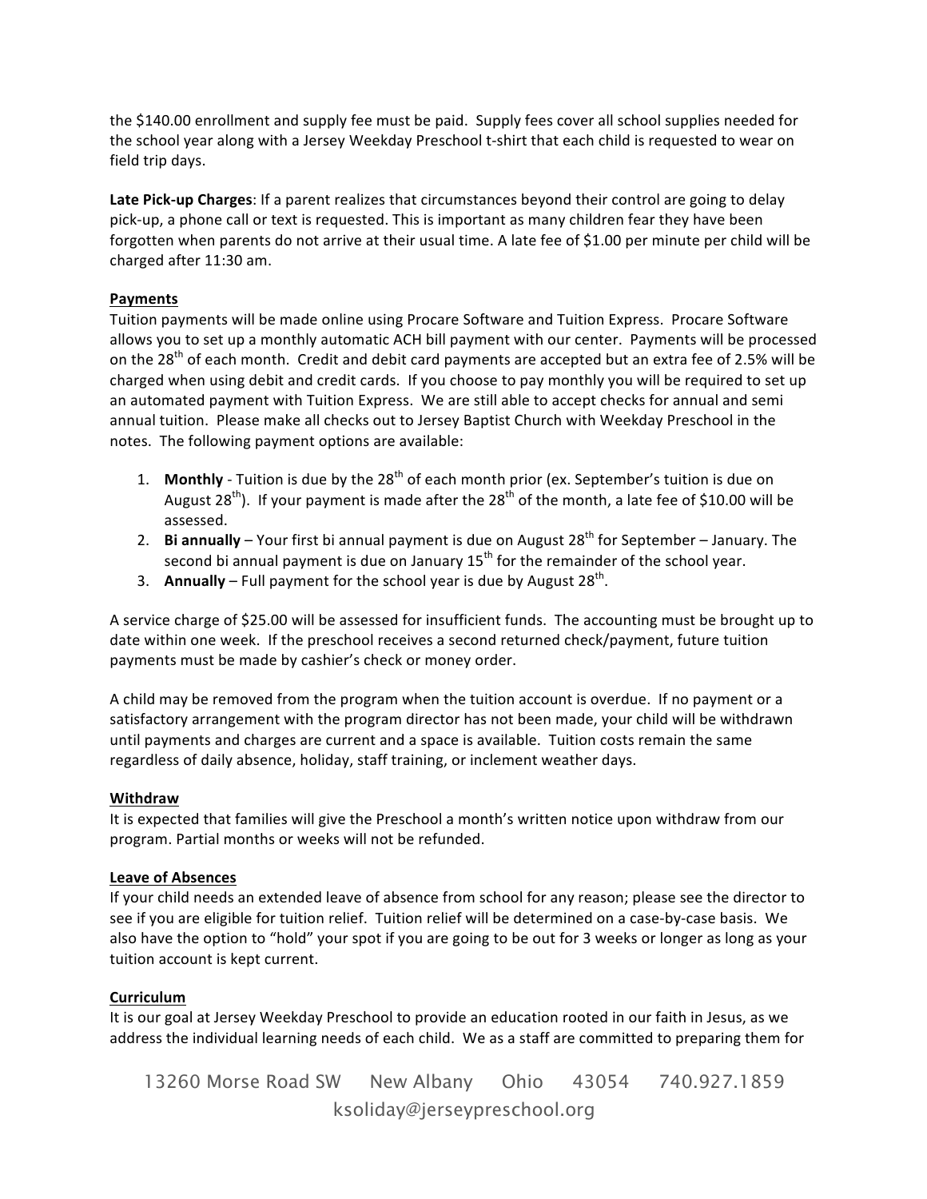the $140.00 enrollment and supply fee must be paid. Supply fees cover all school supplies needed for the school year along with a Jersey Weekday Preschool t-shirt that each child is requested to wear on field trip days.

**Late Pick-up Charges**: If a parent realizes that circumstances beyond their control are going to delay pick-up, a phone call or text is requested. This is important as many children fear they have been forgotten when parents do not arrive at their usual time. A late fee of $1.00 per minute per child will be charged after 11:30 am.

**Payments**

Tuition payments will be made online using Procare Software and Tuition Express. Procare Software allows you to set up a monthly automatic ACH bill payment with our center. Payments will be processed on the 28th of each month. Credit and debit card payments are accepted but an extra fee of 2.5% will be charged when using debit and credit cards. If you choose to pay monthly you will be required to set up an automated payment with Tuition Express. We are still able to accept checks for annual and semi annual tuition. Please make all checks out to Jersey Baptist Church with Weekday Preschool in the notes. The following payment options are available:

1. **Monthly** - Tuition is due by the 28th of each month prior (ex. September's tuition is due on August 28th). If your payment is made after the 28th of the month, a late fee of $10.00 will be assessed.
2. **Bi annually** – Your first bi annual payment is due on August 28th for September – January. The second bi annual payment is due on January 15th for the remainder of the school year.
3. **Annually** – Full payment for the school year is due by August 28th.

A service charge of $25.00 will be assessed for insufficient funds. The accounting must be brought up to date within one week. If the preschool receives a second returned check/payment, future tuition payments must be made by cashier's check or money order.

A child may be removed from the program when the tuition account is overdue. If no payment or a satisfactory arrangement with the program director has not been made, your child will be withdrawn until payments and charges are current and a space is available. Tuition costs remain the same regardless of daily absence, holiday, staff training, or inclement weather days.

**Withdraw**

It is expected that families will give the Preschool a month's written notice upon withdraw from our program. Partial months or weeks will not be refunded.

**Leave of Absences**

If your child needs an extended leave of absence from school for any reason; please see the director to see if you are eligible for tuition relief. Tuition relief will be determined on a case-by-case basis. We also have the option to "hold" your spot if you are going to be out for 3 weeks or longer as long as your tuition account is kept current.

**Curriculum**

It is our goal at Jersey Weekday Preschool to provide an education rooted in our faith in Jesus, as we address the individual learning needs of each child. We as a staff are committed to preparing them for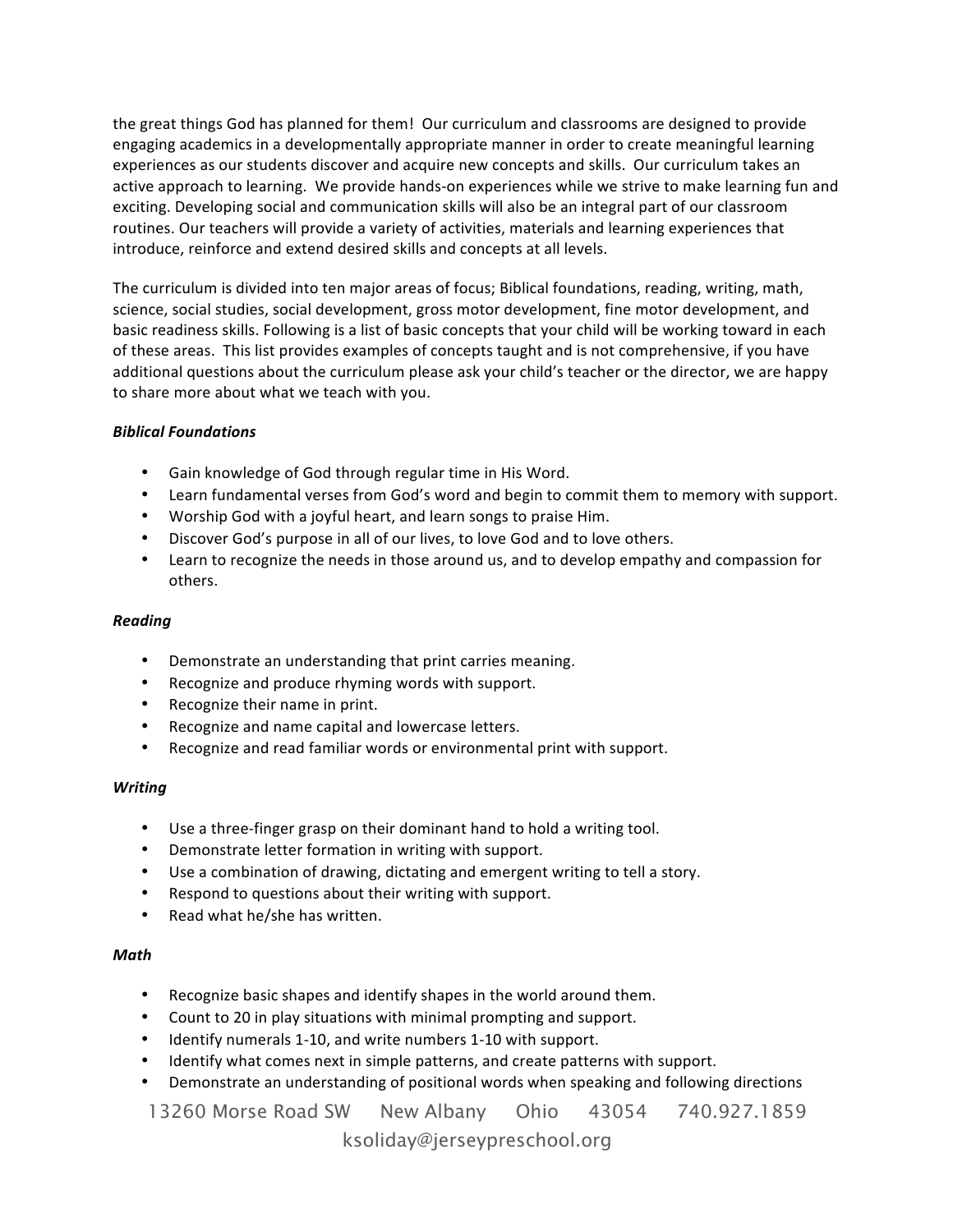the great things God has planned for them! Our curriculum and classrooms are designed to provide engaging academics in a developmentally appropriate manner in order to create meaningful learning experiences as our students discover and acquire new concepts and skills. Our curriculum takes an active approach to learning. We provide hands-on experiences while we strive to make learning fun and exciting. Developing social and communication skills will also be an integral part of our classroom routines. Our teachers will provide a variety of activities, materials and learning experiences that introduce, reinforce and extend desired skills and concepts at all levels.

The curriculum is divided into ten major areas of focus; Biblical foundations, reading, writing, math, science, social studies, social development, gross motor development, fine motor development, and basic readiness skills. Following is a list of basic concepts that your child will be working toward in each of these areas. This list provides examples of concepts taught and is not comprehensive, if you have additional questions about the curriculum please ask your child's teacher or the director, we are happy to share more about what we teach with you.

***Biblical Foundations***

- Gain knowledge of God through regular time in His Word.
- Learn fundamental verses from God's word and begin to commit them to memory with support.
- Worship God with a joyful heart, and learn songs to praise Him.
- Discover God's purpose in all of our lives, to love God and to love others.
- Learn to recognize the needs in those around us, and to develop empathy and compassion for others.

***Reading***

- Demonstrate an understanding that print carries meaning.
- Recognize and produce rhyming words with support.
- Recognize their name in print.
- Recognize and name capital and lowercase letters.
- Recognize and read familiar words or environmental print with support.

***Writing***

- Use a three-finger grasp on their dominant hand to hold a writing tool.
- Demonstrate letter formation in writing with support.
- Use a combination of drawing, dictating and emergent writing to tell a story.
- Respond to questions about their writing with support.
- Read what he/she has written.

***Math***

- Recognize basic shapes and identify shapes in the world around them.
- Count to 20 in play situations with minimal prompting and support.
- Identify numerals 1-10, and write numbers 1-10 with support.
- Identify what comes next in simple patterns, and create patterns with support.
- Demonstrate an understanding of positional words when speaking and following directions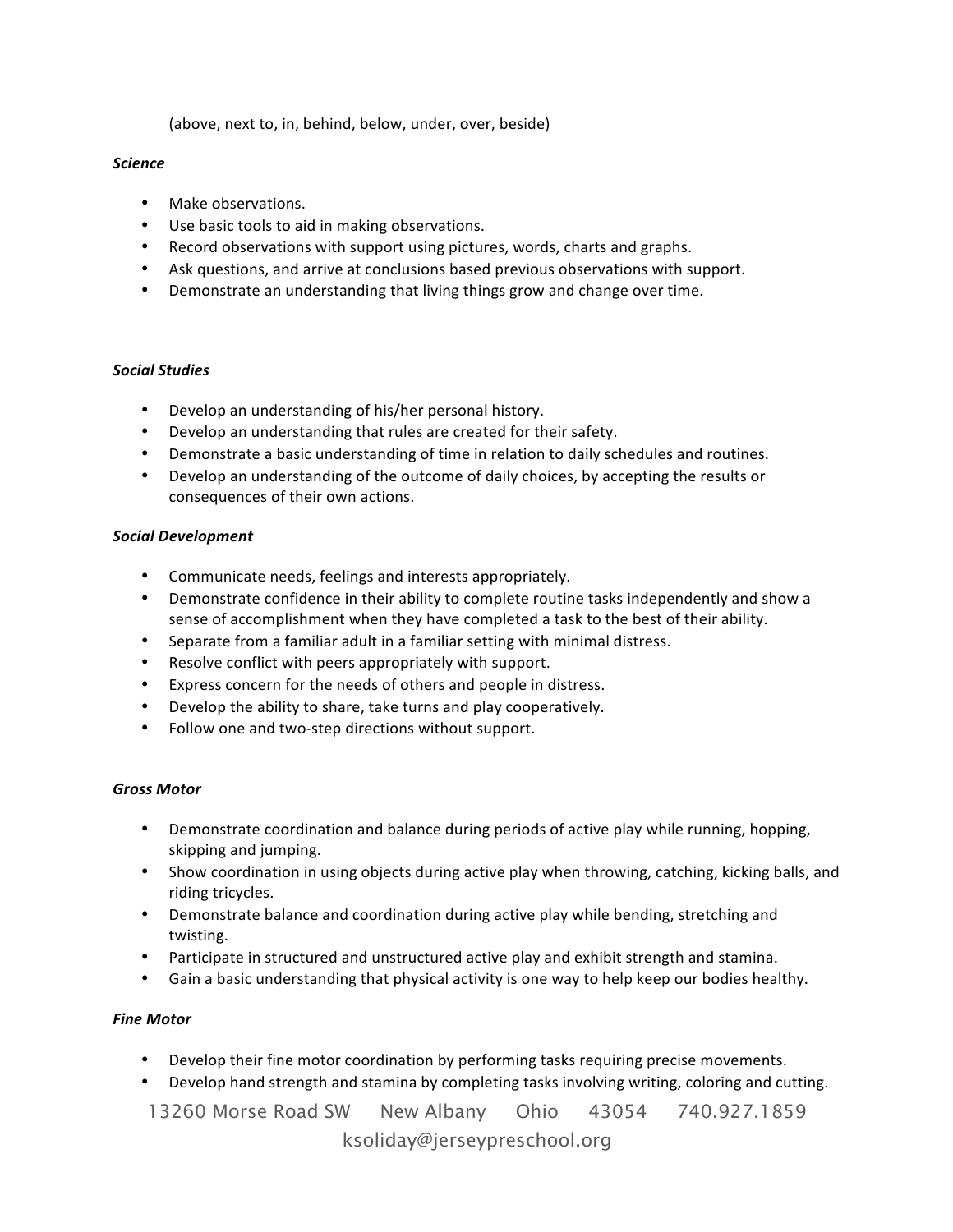(above, next to, in, behind, below, under, over, beside)

***Science***

- Make observations.
- Use basic tools to aid in making observations.
- Record observations with support using pictures, words, charts and graphs.
- Ask questions, and arrive at conclusions based previous observations with support.
- Demonstrate an understanding that living things grow and change over time.

***Social Studies***

- Develop an understanding of his/her personal history.
- Develop an understanding that rules are created for their safety.
- Demonstrate a basic understanding of time in relation to daily schedules and routines.
- Develop an understanding of the outcome of daily choices, by accepting the results or consequences of their own actions.

***Social Development***

- Communicate needs, feelings and interests appropriately.
- Demonstrate confidence in their ability to complete routine tasks independently and show a sense of accomplishment when they have completed a task to the best of their ability.
- Separate from a familiar adult in a familiar setting with minimal distress.
- Resolve conflict with peers appropriately with support.
- Express concern for the needs of others and people in distress.
- Develop the ability to share, take turns and play cooperatively.
- Follow one and two-step directions without support.

***Gross Motor***

- Demonstrate coordination and balance during periods of active play while running, hopping, skipping and jumping.
- Show coordination in using objects during active play when throwing, catching, kicking balls, and riding tricycles.
- Demonstrate balance and coordination during active play while bending, stretching and twisting.
- Participate in structured and unstructured active play and exhibit strength and stamina.
- Gain a basic understanding that physical activity is one way to help keep our bodies healthy.

***Fine Motor***

- Develop their fine motor coordination by performing tasks requiring precise movements.
- Develop hand strength and stamina by completing tasks involving writing, coloring and cutting.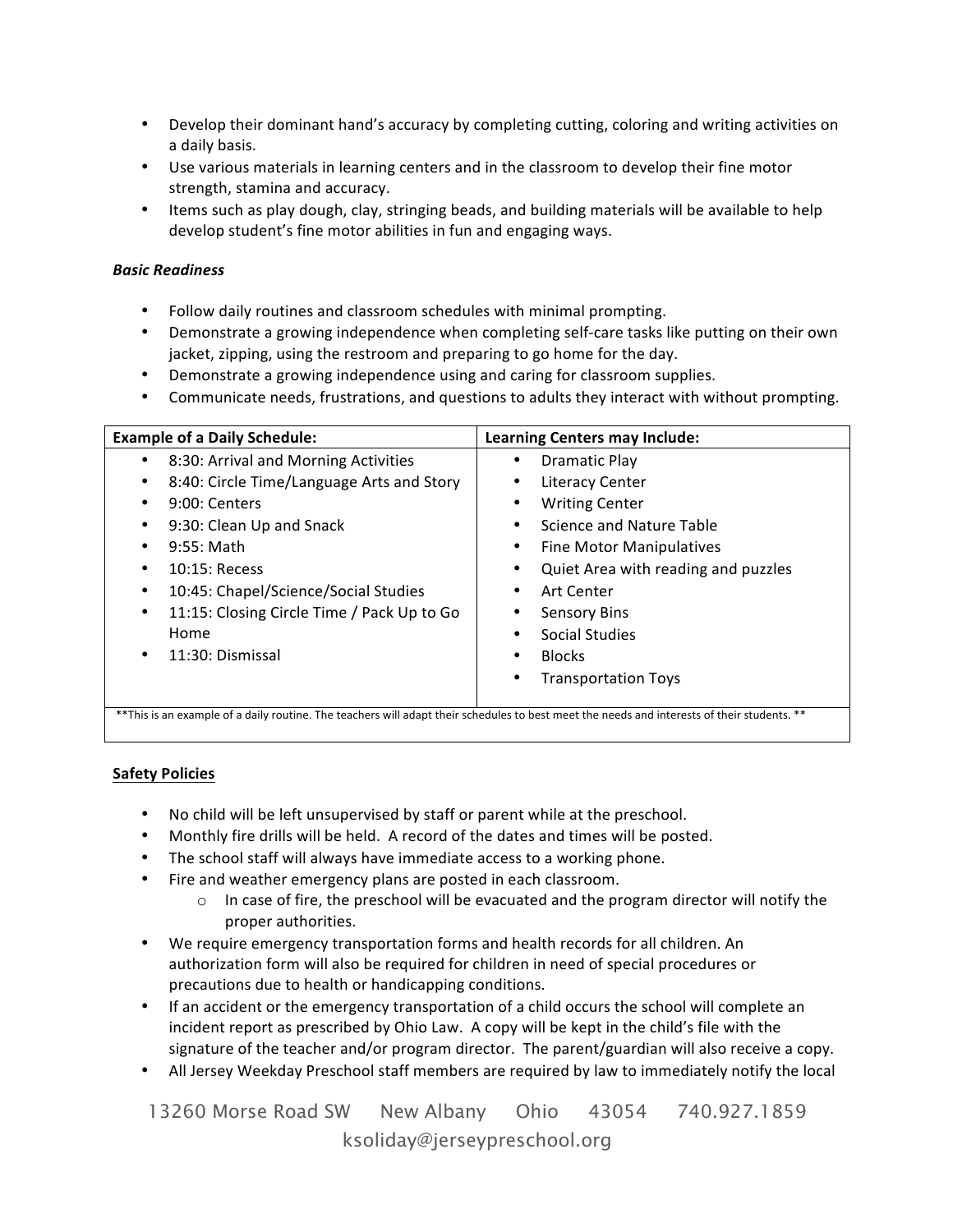- Develop their dominant hand's accuracy by completing cutting, coloring and writing activities on a daily basis.
- Use various materials in learning centers and in the classroom to develop their fine motor strength, stamina and accuracy.
- Items such as play dough, clay, stringing beads, and building materials will be available to help develop student's fine motor abilities in fun and engaging ways.

***Basic Readiness***

- Follow daily routines and classroom schedules with minimal prompting.
- Demonstrate a growing independence when completing self-care tasks like putting on their own jacket, zipping, using the restroom and preparing to go home for the day.
- Demonstrate a growing independence using and caring for classroom supplies.
- Communicate needs, frustrations, and questions to adults they interact with without prompting.

| Example of a Daily Schedule: | Learning Centers may Include: |
|---|---|
| • 8:30: Arrival and Morning Activities | • Dramatic Play |
| • 8:40: Circle Time/Language Arts and Story | • Literacy Center |
| • 9:00: Centers | • Writing Center |
| • 9:30: Clean Up and Snack | • Science and Nature Table |
| • 9:55: Math | • Fine Motor Manipulatives |
| • 10:15: Recess | • Quiet Area with reading and puzzles |
| • 10:45: Chapel/Science/Social Studies | • Art Center |
| • 11:15: Closing Circle Time / Pack Up to Go Home | • Sensory Bins |
| • 11:30: Dismissal | • Social Studies |
| | • Blocks |
| | • Transportation Toys |
| **This is an example of a daily routine. The teachers will adapt their schedules to best meet the needs and interests of their students. ** | |

## Safety Policies

- No child will be left unsupervised by staff or parent while at the preschool.
- Monthly fire drills will be held. A record of the dates and times will be posted.
- The school staff will always have immediate access to a working phone.
- Fire and weather emergency plans are posted in each classroom.
  - In case of fire, the preschool will be evacuated and the program director will notify the proper authorities.
- We require emergency transportation forms and health records for all children. An authorization form will also be required for children in need of special procedures or precautions due to health or handicapping conditions.
- If an accident or the emergency transportation of a child occurs the school will complete an incident report as prescribed by Ohio Law. A copy will be kept in the child's file with the signature of the teacher and/or program director. The parent/guardian will also receive a copy.
- All Jersey Weekday Preschool staff members are required by law to immediately notify the local

13260 Morse Road SW New Albany Ohio 43054 740.927.1859
ksoliday@jerseypreschool.org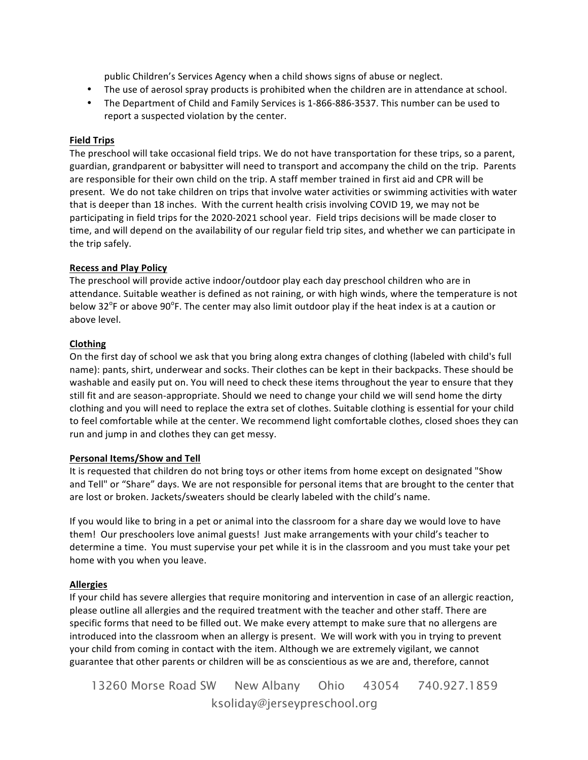public Children's Services Agency when a child shows signs of abuse or neglect.
- The use of aerosol spray products is prohibited when the children are in attendance at school.
- The Department of Child and Family Services is 1-866-886-3537. This number can be used to report a suspected violation by the center.

**Field Trips**

The preschool will take occasional field trips. We do not have transportation for these trips, so a parent, guardian, grandparent or babysitter will need to transport and accompany the child on the trip. Parents are responsible for their own child on the trip. A staff member trained in first aid and CPR will be present. We do not take children on trips that involve water activities or swimming activities with water that is deeper than 18 inches. With the current health crisis involving COVID 19, we may not be participating in field trips for the 2020-2021 school year. Field trips decisions will be made closer to time, and will depend on the availability of our regular field trip sites, and whether we can participate in the trip safely.

**Recess and Play Policy**

The preschool will provide active indoor/outdoor play each day preschool children who are in attendance. Suitable weather is defined as not raining, or with high winds, where the temperature is not below 32°F or above 90°F. The center may also limit outdoor play if the heat index is at a caution or above level.

**Clothing**

On the first day of school we ask that you bring along extra changes of clothing (labeled with child's full name): pants, shirt, underwear and socks. Their clothes can be kept in their backpacks. These should be washable and easily put on. You will need to check these items throughout the year to ensure that they still fit and are season-appropriate. Should we need to change your child we will send home the dirty clothing and you will need to replace the extra set of clothes. Suitable clothing is essential for your child to feel comfortable while at the center. We recommend light comfortable clothes, closed shoes they can run and jump in and clothes they can get messy.

**Personal Items/Show and Tell**

It is requested that children do not bring toys or other items from home except on designated "Show and Tell" or "Share" days. We are not responsible for personal items that are brought to the center that are lost or broken. Jackets/sweaters should be clearly labeled with the child's name.

If you would like to bring in a pet or animal into the classroom for a share day we would love to have them! Our preschoolers love animal guests! Just make arrangements with your child's teacher to determine a time. You must supervise your pet while it is in the classroom and you must take your pet home with you when you leave.

**Allergies**

If your child has severe allergies that require monitoring and intervention in case of an allergic reaction, please outline all allergies and the required treatment with the teacher and other staff. There are specific forms that need to be filled out. We make every attempt to make sure that no allergens are introduced into the classroom when an allergy is present. We will work with you in trying to prevent your child from coming in contact with the item. Although we are extremely vigilant, we cannot guarantee that other parents or children will be as conscientious as we are and, therefore, cannot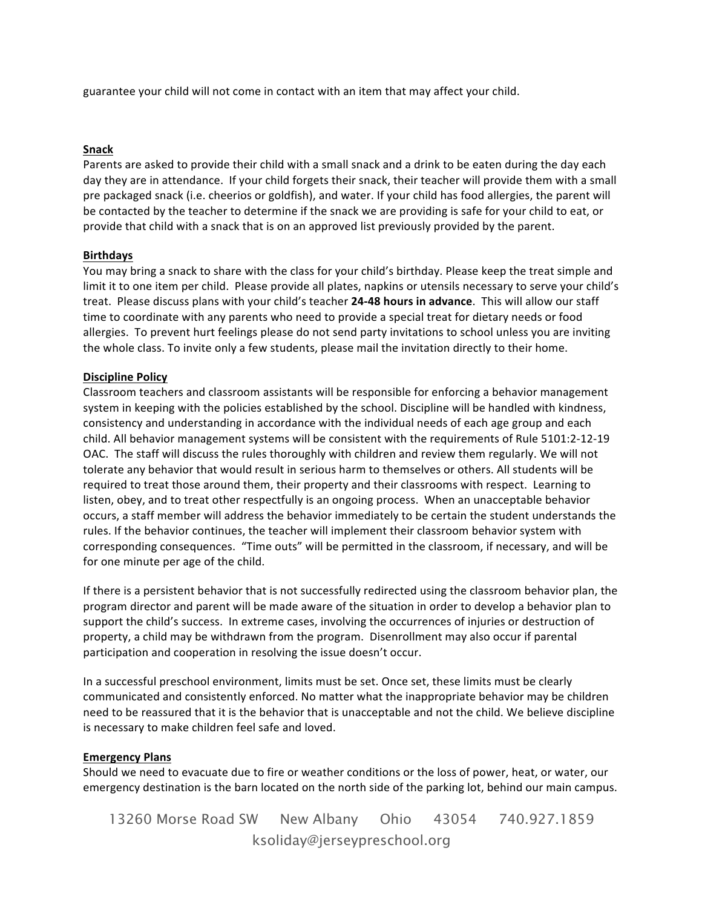guarantee your child will not come in contact with an item that may affect your child.

## Snack

Parents are asked to provide their child with a small snack and a drink to be eaten during the day each day they are in attendance. If your child forgets their snack, their teacher will provide them with a small pre packaged snack (i.e. cheerios or goldfish), and water. If your child has food allergies, the parent will be contacted by the teacher to determine if the snack we are providing is safe for your child to eat, or provide that child with a snack that is on an approved list previously provided by the parent.

## Birthdays

You may bring a snack to share with the class for your child's birthday. Please keep the treat simple and limit it to one item per child. Please provide all plates, napkins or utensils necessary to serve your child's treat. Please discuss plans with your child's teacher **24-48 hours in advance**. This will allow our staff time to coordinate with any parents who need to provide a special treat for dietary needs or food allergies. To prevent hurt feelings please do not send party invitations to school unless you are inviting the whole class. To invite only a few students, please mail the invitation directly to their home.

## Discipline Policy

Classroom teachers and classroom assistants will be responsible for enforcing a behavior management system in keeping with the policies established by the school. Discipline will be handled with kindness, consistency and understanding in accordance with the individual needs of each age group and each child. All behavior management systems will be consistent with the requirements of Rule 5101:2-12-19 OAC. The staff will discuss the rules thoroughly with children and review them regularly. We will not tolerate any behavior that would result in serious harm to themselves or others. All students will be required to treat those around them, their property and their classrooms with respect. Learning to listen, obey, and to treat other respectfully is an ongoing process. When an unacceptable behavior occurs, a staff member will address the behavior immediately to be certain the student understands the rules. If the behavior continues, the teacher will implement their classroom behavior system with corresponding consequences. "Time outs" will be permitted in the classroom, if necessary, and will be for one minute per age of the child.

If there is a persistent behavior that is not successfully redirected using the classroom behavior plan, the program director and parent will be made aware of the situation in order to develop a behavior plan to support the child's success. In extreme cases, involving the occurrences of injuries or destruction of property, a child may be withdrawn from the program. Disenrollment may also occur if parental participation and cooperation in resolving the issue doesn't occur.

In a successful preschool environment, limits must be set. Once set, these limits must be clearly communicated and consistently enforced. No matter what the inappropriate behavior may be children need to be reassured that it is the behavior that is unacceptable and not the child. We believe discipline is necessary to make children feel safe and loved.

## Emergency Plans

Should we need to evacuate due to fire or weather conditions or the loss of power, heat, or water, our emergency destination is the barn located on the north side of the parking lot, behind our main campus.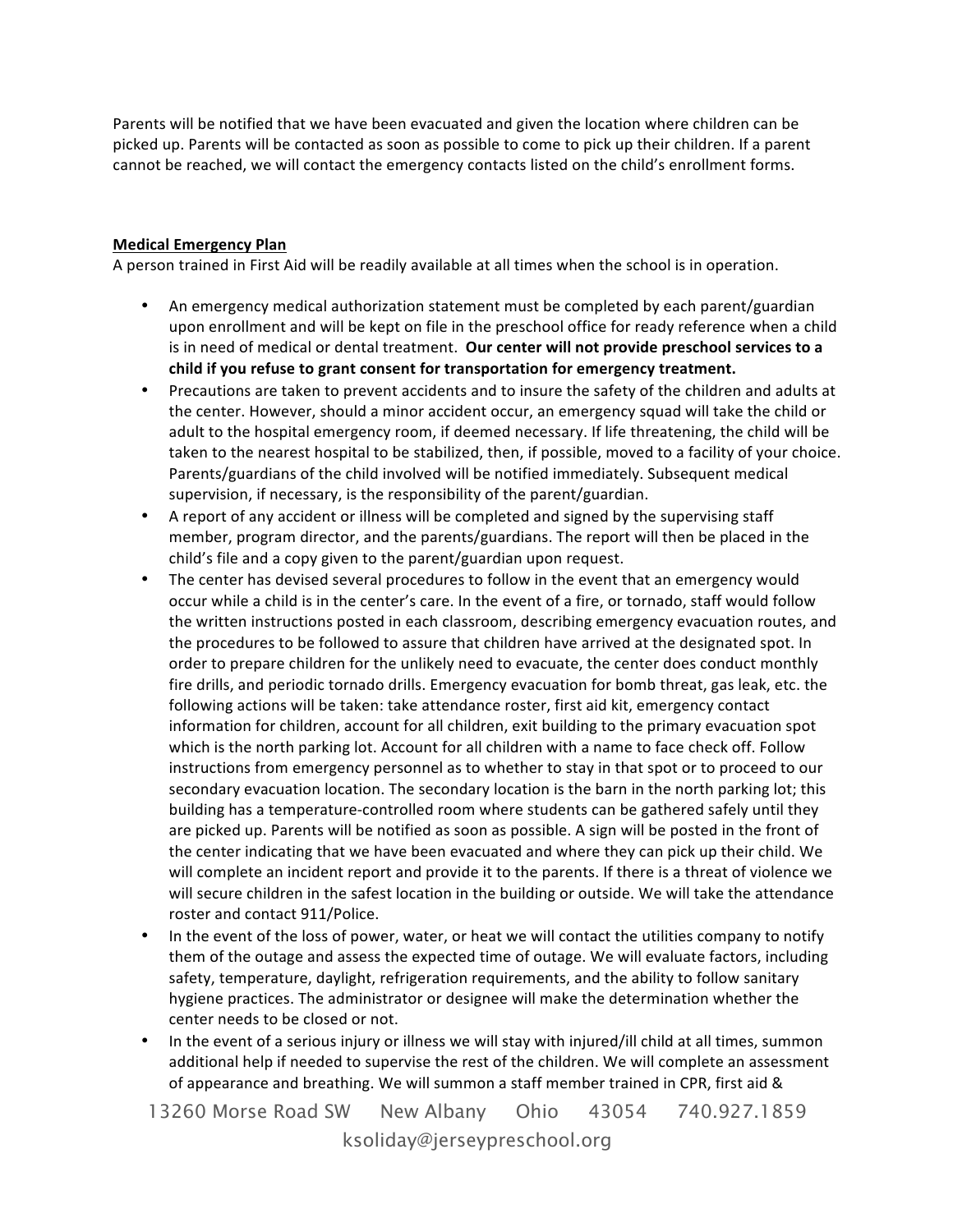Parents will be notified that we have been evacuated and given the location where children can be picked up. Parents will be contacted as soon as possible to come to pick up their children. If a parent cannot be reached, we will contact the emergency contacts listed on the child's enrollment forms.

## Medical Emergency Plan

A person trained in First Aid will be readily available at all times when the school is in operation.

- An emergency medical authorization statement must be completed by each parent/guardian upon enrollment and will be kept on file in the preschool office for ready reference when a child is in need of medical or dental treatment. **Our center will not provide preschool services to a child if you refuse to grant consent for transportation for emergency treatment.**
- Precautions are taken to prevent accidents and to insure the safety of the children and adults at the center. However, should a minor accident occur, an emergency squad will take the child or adult to the hospital emergency room, if deemed necessary. If life threatening, the child will be taken to the nearest hospital to be stabilized, then, if possible, moved to a facility of your choice. Parents/guardians of the child involved will be notified immediately. Subsequent medical supervision, if necessary, is the responsibility of the parent/guardian.
- A report of any accident or illness will be completed and signed by the supervising staff member, program director, and the parents/guardians. The report will then be placed in the child's file and a copy given to the parent/guardian upon request.
- The center has devised several procedures to follow in the event that an emergency would occur while a child is in the center's care. In the event of a fire, or tornado, staff would follow the written instructions posted in each classroom, describing emergency evacuation routes, and the procedures to be followed to assure that children have arrived at the designated spot. In order to prepare children for the unlikely need to evacuate, the center does conduct monthly fire drills, and periodic tornado drills. Emergency evacuation for bomb threat, gas leak, etc. the following actions will be taken: take attendance roster, first aid kit, emergency contact information for children, account for all children, exit building to the primary evacuation spot which is the north parking lot. Account for all children with a name to face check off. Follow instructions from emergency personnel as to whether to stay in that spot or to proceed to our secondary evacuation location. The secondary location is the barn in the north parking lot; this building has a temperature-controlled room where students can be gathered safely until they are picked up. Parents will be notified as soon as possible. A sign will be posted in the front of the center indicating that we have been evacuated and where they can pick up their child. We will complete an incident report and provide it to the parents. If there is a threat of violence we will secure children in the safest location in the building or outside. We will take the attendance roster and contact 911/Police.
- In the event of the loss of power, water, or heat we will contact the utilities company to notify them of the outage and assess the expected time of outage. We will evaluate factors, including safety, temperature, daylight, refrigeration requirements, and the ability to follow sanitary hygiene practices. The administrator or designee will make the determination whether the center needs to be closed or not.
- In the event of a serious injury or illness we will stay with injured/ill child at all times, summon additional help if needed to supervise the rest of the children. We will complete an assessment of appearance and breathing. We will summon a staff member trained in CPR, first aid &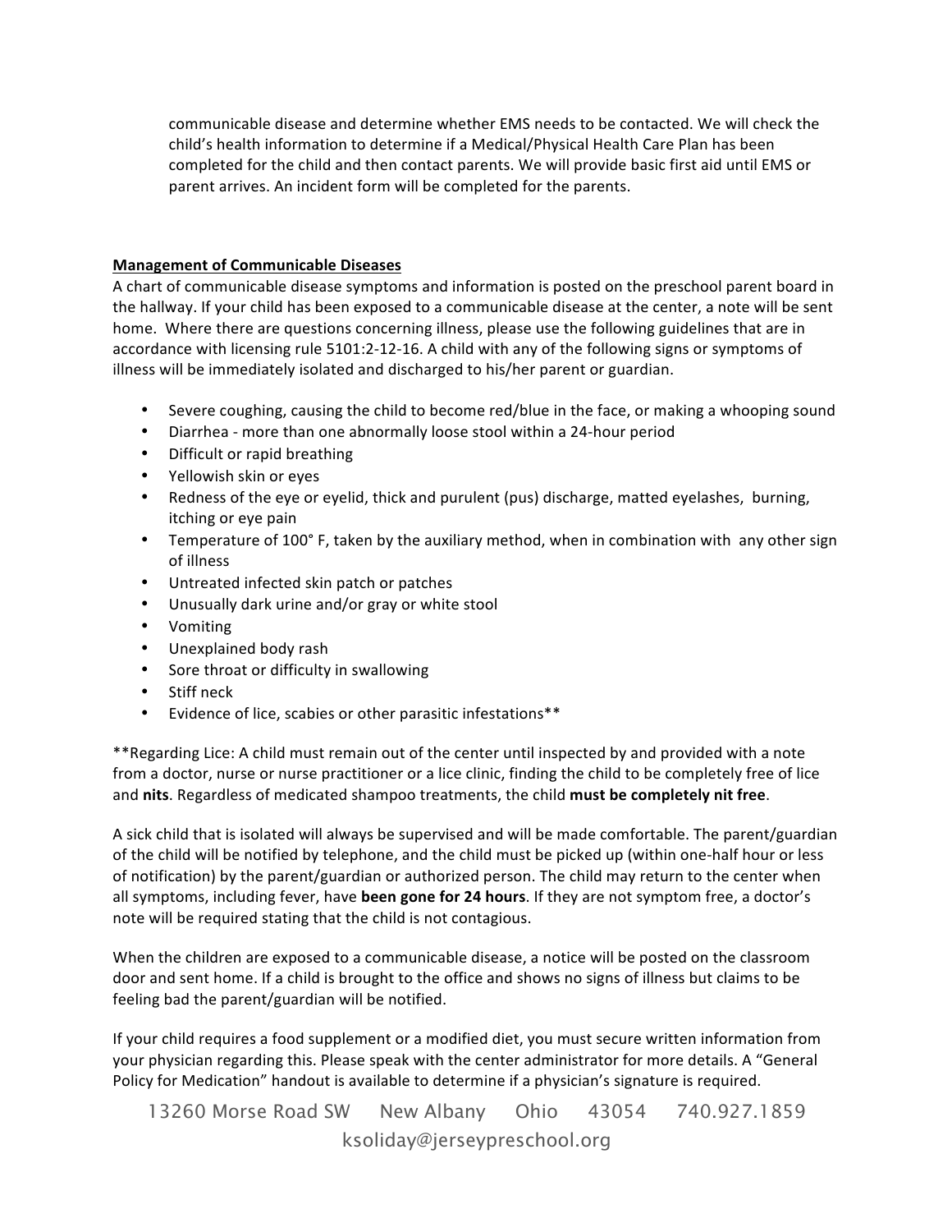communicable disease and determine whether EMS needs to be contacted. We will check the child's health information to determine if a Medical/Physical Health Care Plan has been completed for the child and then contact parents. We will provide basic first aid until EMS or parent arrives. An incident form will be completed for the parents.

**Management of Communicable Diseases**

A chart of communicable disease symptoms and information is posted on the preschool parent board in the hallway. If your child has been exposed to a communicable disease at the center, a note will be sent home. Where there are questions concerning illness, please use the following guidelines that are in accordance with licensing rule 5101:2-12-16. A child with any of the following signs or symptoms of illness will be immediately isolated and discharged to his/her parent or guardian.

- Severe coughing, causing the child to become red/blue in the face, or making a whooping sound
- Diarrhea - more than one abnormally loose stool within a 24-hour period
- Difficult or rapid breathing
- Yellowish skin or eyes
- Redness of the eye or eyelid, thick and purulent (pus) discharge, matted eyelashes, burning, itching or eye pain
- Temperature of 100° F, taken by the auxiliary method, when in combination with any other sign of illness
- Untreated infected skin patch or patches
- Unusually dark urine and/or gray or white stool
- Vomiting
- Unexplained body rash
- Sore throat or difficulty in swallowing
- Stiff neck
- Evidence of lice, scabies or other parasitic infestations**

**Regarding Lice: A child must remain out of the center until inspected by and provided with a note from a doctor, nurse or nurse practitioner or a lice clinic, finding the child to be completely free of lice and **nits**. Regardless of medicated shampoo treatments, the child **must be completely nit free**.

A sick child that is isolated will always be supervised and will be made comfortable. The parent/guardian of the child will be notified by telephone, and the child must be picked up (within one-half hour or less of notification) by the parent/guardian or authorized person. The child may return to the center when all symptoms, including fever, have **been gone for 24 hours**. If they are not symptom free, a doctor's note will be required stating that the child is not contagious.

When the children are exposed to a communicable disease, a notice will be posted on the classroom door and sent home. If a child is brought to the office and shows no signs of illness but claims to be feeling bad the parent/guardian will be notified.

If your child requires a food supplement or a modified diet, you must secure written information from your physician regarding this. Please speak with the center administrator for more details. A "General Policy for Medication" handout is available to determine if a physician's signature is required.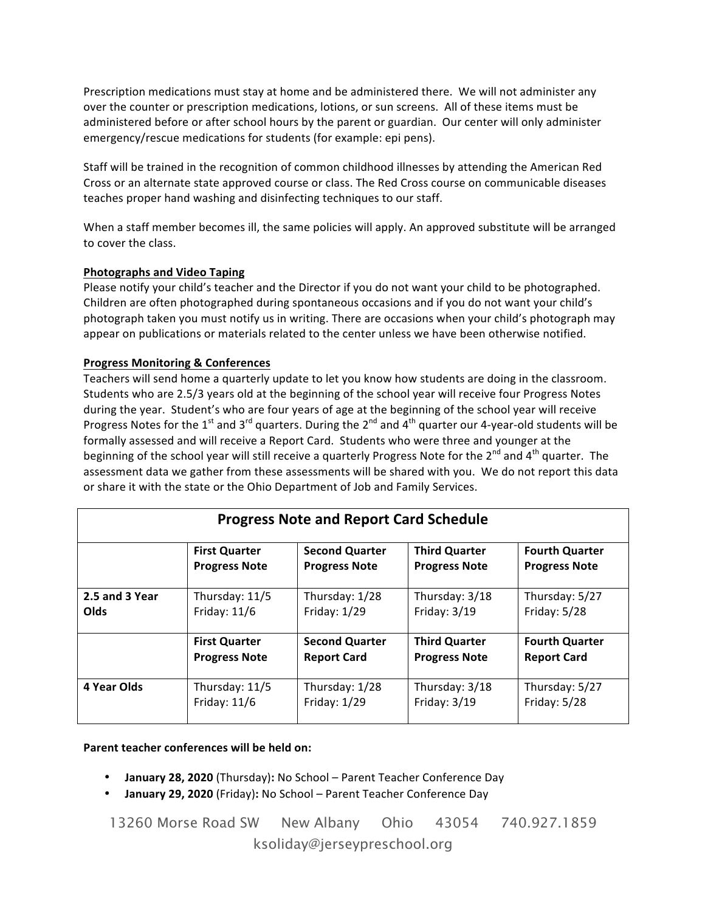Prescription medications must stay at home and be administered there. We will not administer any over the counter or prescription medications, lotions, or sun screens. All of these items must be administered before or after school hours by the parent or guardian. Our center will only administer emergency/rescue medications for students (for example: epi pens).

Staff will be trained in the recognition of common childhood illnesses by attending the American Red Cross or an alternate state approved course or class. The Red Cross course on communicable diseases teaches proper hand washing and disinfecting techniques to our staff.

When a staff member becomes ill, the same policies will apply. An approved substitute will be arranged to cover the class.

**Photographs and Video Taping**

Please notify your child's teacher and the Director if you do not want your child to be photographed. Children are often photographed during spontaneous occasions and if you do not want your child's photograph taken you must notify us in writing. There are occasions when your child's photograph may appear on publications or materials related to the center unless we have been otherwise notified.

**Progress Monitoring & Conferences**

Teachers will send home a quarterly update to let you know how students are doing in the classroom. Students who are 2.5/3 years old at the beginning of the school year will receive four Progress Notes during the year. Student's who are four years of age at the beginning of the school year will receive Progress Notes for the 1st and 3rd quarters. During the 2nd and 4th quarter our 4-year-old students will be formally assessed and will receive a Report Card. Students who were three and younger at the beginning of the school year will still receive a quarterly Progress Note for the 2nd and 4th quarter. The assessment data we gather from these assessments will be shared with you. We do not report this data or share it with the state or the Ohio Department of Job and Family Services.

| Progress Note and Report Card Schedule | | | | |
|---|---|---|---|---|
| | **First Quarter Progress Note** | **Second Quarter Progress Note** | **Third Quarter Progress Note** | **Fourth Quarter Progress Note** |
| **2.5 and 3 Year Olds** | Thursday: 11/5<br>Friday: 11/6 | Thursday: 1/28<br>Friday: 1/29 | Thursday: 3/18<br>Friday: 3/19 | Thursday: 5/27<br>Friday: 5/28 |
| | **First Quarter Progress Note** | **Second Quarter Report Card** | **Third Quarter Progress Note** | **Fourth Quarter Report Card** |
| **4 Year Olds** | Thursday: 11/5<br>Friday: 11/6 | Thursday: 1/28<br>Friday: 1/29 | Thursday: 3/18<br>Friday: 3/19 | Thursday: 5/27<br>Friday: 5/28 |

**Parent teacher conferences will be held on:**

- **January 28, 2020** (Thursday)**:** No School – Parent Teacher Conference Day
- **January 29, 2020** (Friday)**:** No School – Parent Teacher Conference Day

13260 Morse Road SW New Albany Ohio 43054 740.927.1859
ksoliday@jerseypreschool.org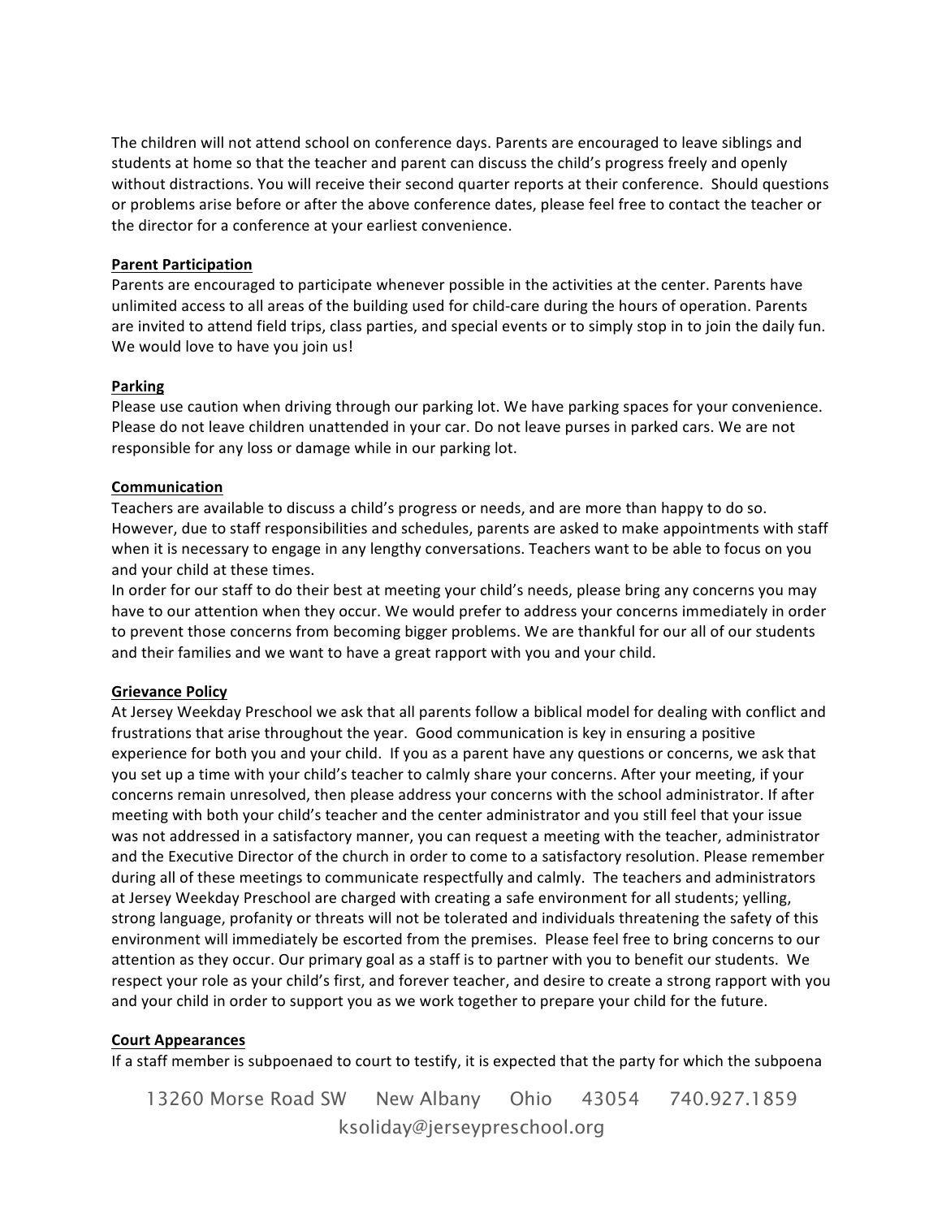The children will not attend school on conference days. Parents are encouraged to leave siblings and students at home so that the teacher and parent can discuss the child's progress freely and openly without distractions. You will receive their second quarter reports at their conference. Should questions or problems arise before or after the above conference dates, please feel free to contact the teacher or the director for a conference at your earliest convenience.

**Parent Participation**

Parents are encouraged to participate whenever possible in the activities at the center. Parents have unlimited access to all areas of the building used for child-care during the hours of operation. Parents are invited to attend field trips, class parties, and special events or to simply stop in to join the daily fun. We would love to have you join us!

**Parking**

Please use caution when driving through our parking lot. We have parking spaces for your convenience. Please do not leave children unattended in your car. Do not leave purses in parked cars. We are not responsible for any loss or damage while in our parking lot.

**Communication**

Teachers are available to discuss a child's progress or needs, and are more than happy to do so. However, due to staff responsibilities and schedules, parents are asked to make appointments with staff when it is necessary to engage in any lengthy conversations. Teachers want to be able to focus on you and your child at these times.

In order for our staff to do their best at meeting your child's needs, please bring any concerns you may have to our attention when they occur. We would prefer to address your concerns immediately in order to prevent those concerns from becoming bigger problems. We are thankful for our all of our students and their families and we want to have a great rapport with you and your child.

**Grievance Policy**

At Jersey Weekday Preschool we ask that all parents follow a biblical model for dealing with conflict and frustrations that arise throughout the year. Good communication is key in ensuring a positive experience for both you and your child. If you as a parent have any questions or concerns, we ask that you set up a time with your child's teacher to calmly share your concerns. After your meeting, if your concerns remain unresolved, then please address your concerns with the school administrator. If after meeting with both your child's teacher and the center administrator and you still feel that your issue was not addressed in a satisfactory manner, you can request a meeting with the teacher, administrator and the Executive Director of the church in order to come to a satisfactory resolution. Please remember during all of these meetings to communicate respectfully and calmly. The teachers and administrators at Jersey Weekday Preschool are charged with creating a safe environment for all students; yelling, strong language, profanity or threats will not be tolerated and individuals threatening the safety of this environment will immediately be escorted from the premises. Please feel free to bring concerns to our attention as they occur. Our primary goal as a staff is to partner with you to benefit our students. We respect your role as your child's first, and forever teacher, and desire to create a strong rapport with you and your child in order to support you as we work together to prepare your child for the future.

**Court Appearances**

If a staff member is subpoenaed to court to testify, it is expected that the party for which the subpoena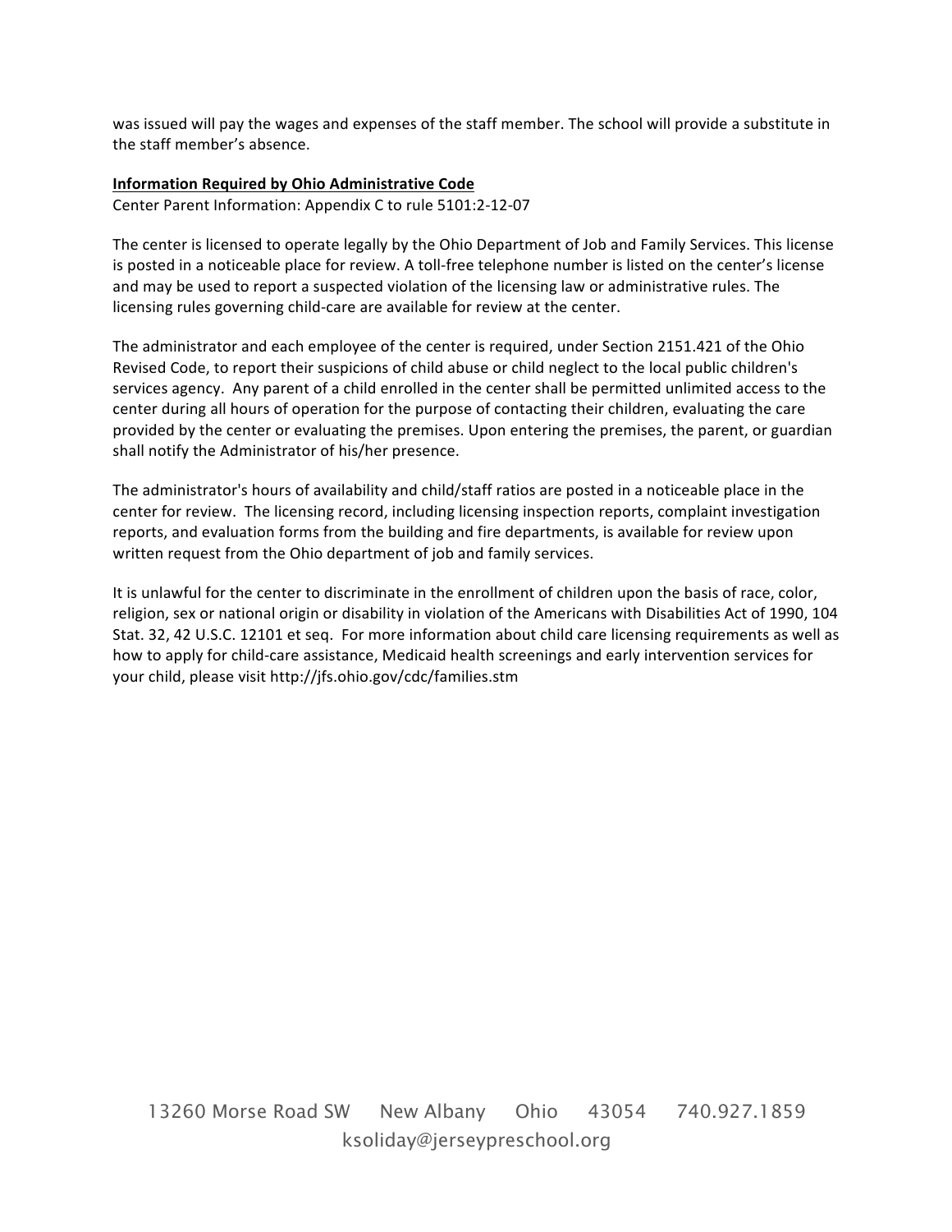was issued will pay the wages and expenses of the staff member. The school will provide a substitute in the staff member's absence.

**Information Required by Ohio Administrative Code**

Center Parent Information: Appendix C to rule 5101:2-12-07

The center is licensed to operate legally by the Ohio Department of Job and Family Services. This license is posted in a noticeable place for review. A toll-free telephone number is listed on the center's license and may be used to report a suspected violation of the licensing law or administrative rules. The licensing rules governing child-care are available for review at the center.

The administrator and each employee of the center is required, under Section 2151.421 of the Ohio Revised Code, to report their suspicions of child abuse or child neglect to the local public children's services agency. Any parent of a child enrolled in the center shall be permitted unlimited access to the center during all hours of operation for the purpose of contacting their children, evaluating the care provided by the center or evaluating the premises. Upon entering the premises, the parent, or guardian shall notify the Administrator of his/her presence.

The administrator's hours of availability and child/staff ratios are posted in a noticeable place in the center for review. The licensing record, including licensing inspection reports, complaint investigation reports, and evaluation forms from the building and fire departments, is available for review upon written request from the Ohio department of job and family services.

It is unlawful for the center to discriminate in the enrollment of children upon the basis of race, color, religion, sex or national origin or disability in violation of the Americans with Disabilities Act of 1990, 104 Stat. 32, 42 U.S.C. 12101 et seq. For more information about child care licensing requirements as well as how to apply for child-care assistance, Medicaid health screenings and early intervention services for your child, please visit http://jfs.ohio.gov/cdc/families.stm

13260 Morse Road SW New Albany Ohio 43054 740.927.1859
ksoliday@jerseypreschool.org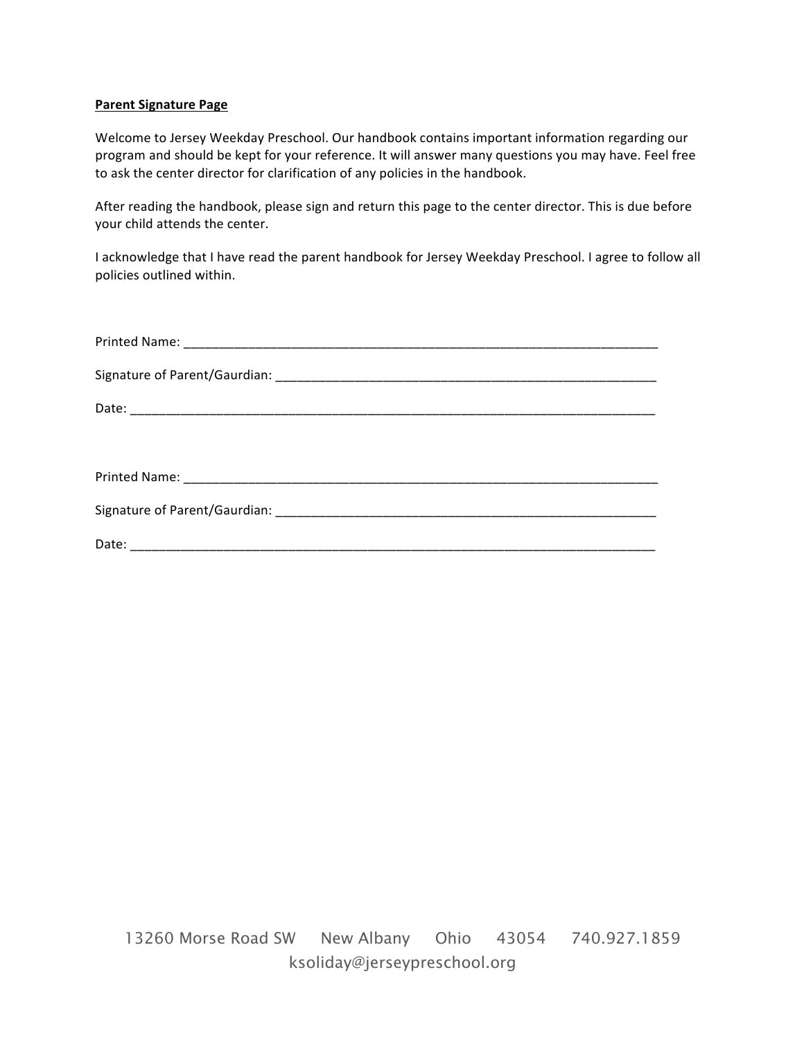**Parent Signature Page**

Welcome to Jersey Weekday Preschool. Our handbook contains important information regarding our program and should be kept for your reference. It will answer many questions you may have. Feel free to ask the center director for clarification of any policies in the handbook.

After reading the handbook, please sign and return this page to the center director. This is due before your child attends the center.

I acknowledge that I have read the parent handbook for Jersey Weekday Preschool. I agree to follow all policies outlined within.

Printed Name: ___________________________________________________________________________

Signature of Parent/Gaurdian: ______________________________________________________

Date: ______________________________________________________________________________

Printed Name: ___________________________________________________________________________

Signature of Parent/Gaurdian: ______________________________________________________

Date: ______________________________________________________________________________